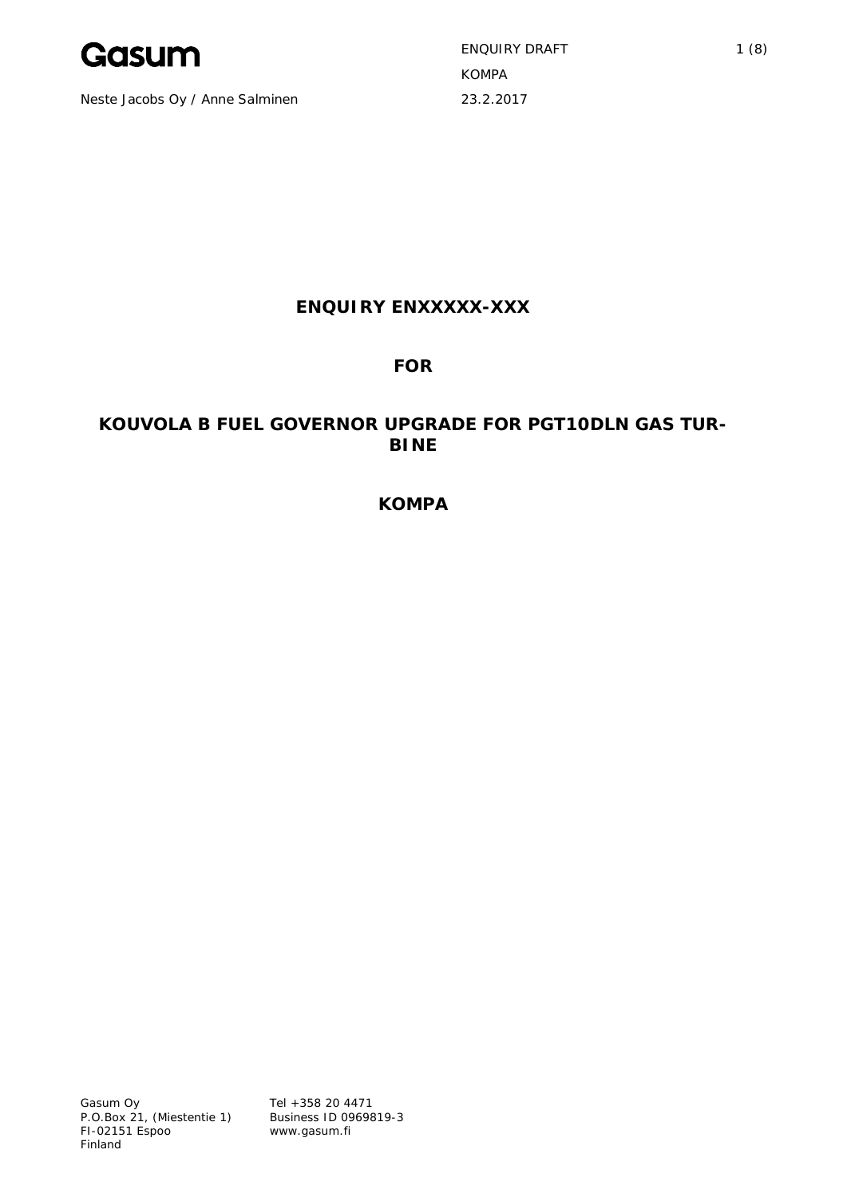Neste Jacobs Oy / Anne Salminen

ENQUIRY DRAFT
KOMPA
23.2.2017

# ENQUIRY ENXXXXX-XXX

# FOR

# KOUVOLA B FUEL GOVERNOR UPGRADE FOR PGT10DLN GAS TURBINE

# KOMPA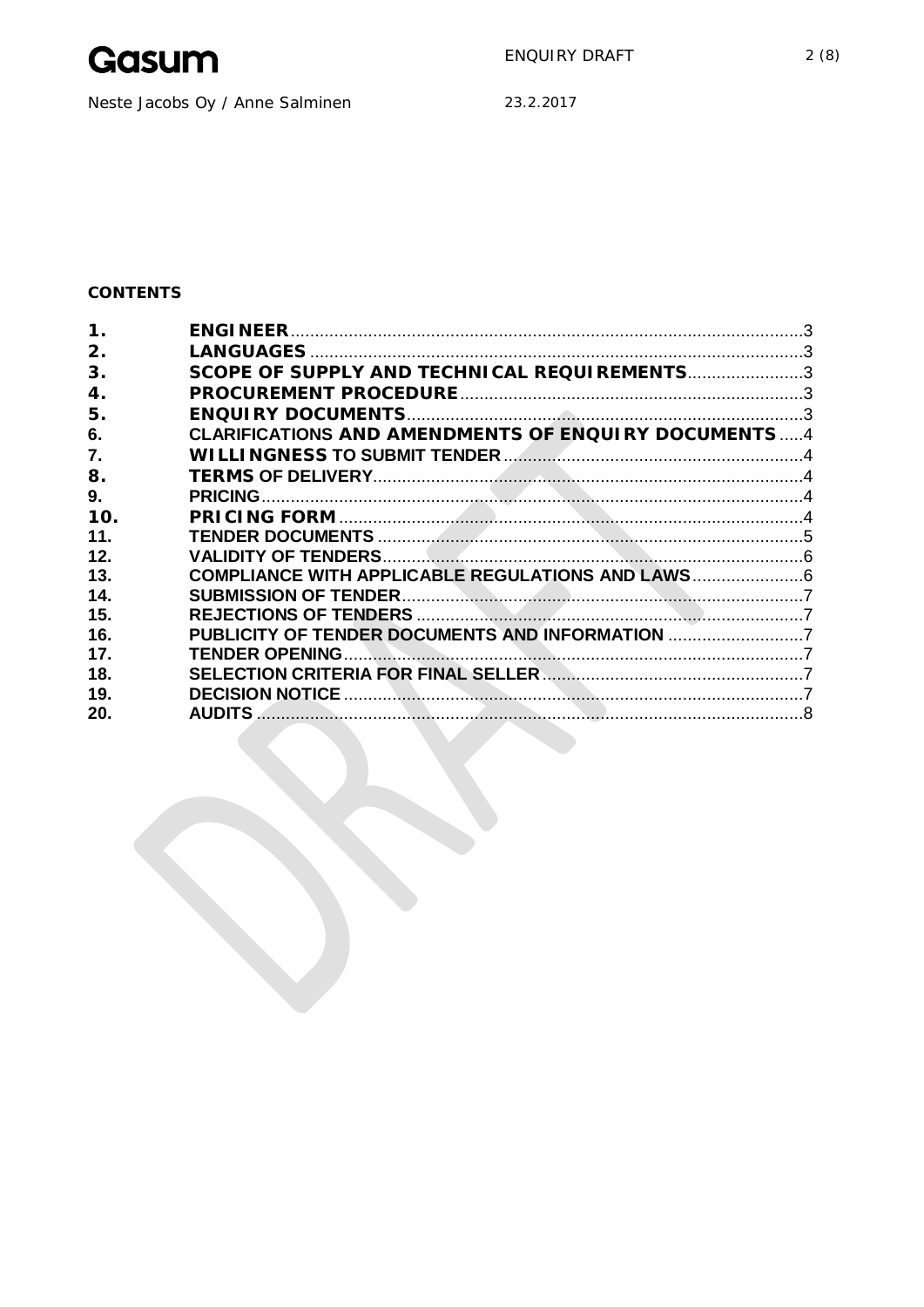**CONTENTS**

| | | |
|---|---|---|
| 1. | ENGINEER | 3 |
| 2. | LANGUAGES | 3 |
| 3. | SCOPE OF SUPPLY AND TECHNICAL REQUIREMENTS | 3 |
| 4. | PROCUREMENT PROCEDURE | 3 |
| 5. | ENQUIRY DOCUMENTS | 3 |
| 6. | CLARIFICATIONS AND AMENDMENTS OF ENQUIRY DOCUMENTS | 4 |
| 7. | WILLINGNESS TO SUBMIT TENDER | 4 |
| 8. | TERMS OF DELIVERY | 4 |
| 9. | PRICING | 4 |
| 10. | PRICING FORM | 4 |
| 11. | TENDER DOCUMENTS | 5 |
| 12. | VALIDITY OF TENDERS | 6 |
| 13. | COMPLIANCE WITH APPLICABLE REGULATIONS AND LAWS | 6 |
| 14. | SUBMISSION OF TENDER | 7 |
| 15. | REJECTIONS OF TENDERS | 7 |
| 16. | PUBLICITY OF TENDER DOCUMENTS AND INFORMATION | 7 |
| 17. | TENDER OPENING | 7 |
| 18. | SELECTION CRITERIA FOR FINAL SELLER | 7 |
| 19. | DECISION NOTICE | 7 |
| 20. | AUDITS | 8 |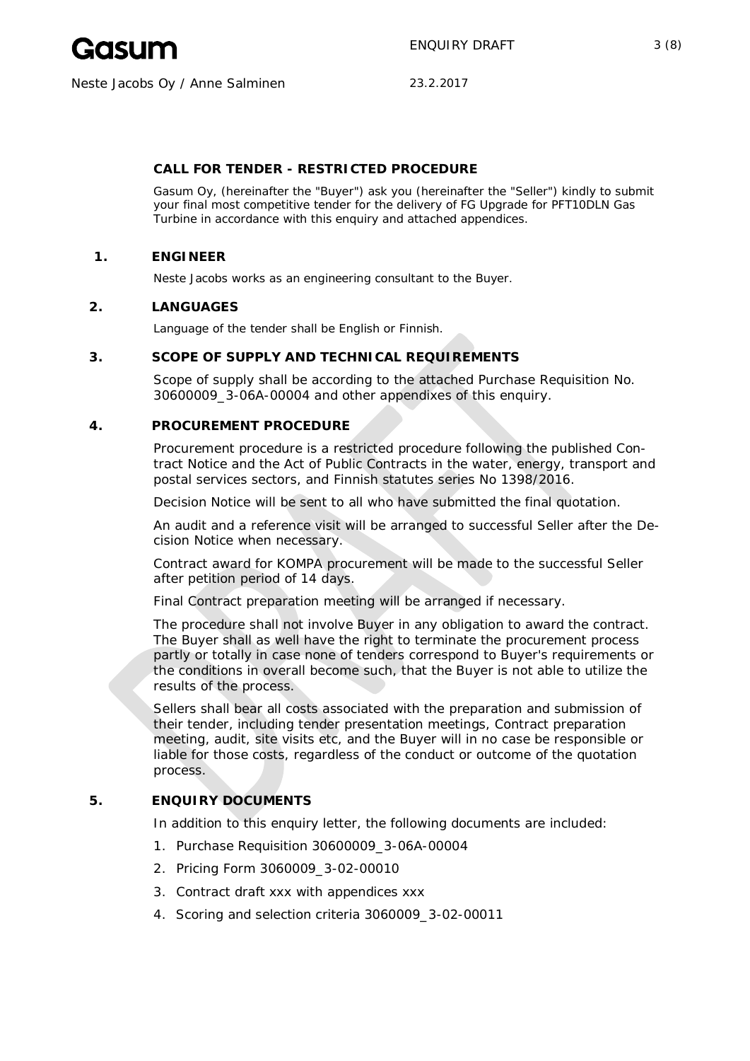## CALL FOR TENDER - RESTRICTED PROCEDURE

Gasum Oy, (hereinafter the "Buyer") ask you (hereinafter the "Seller") kindly to submit your final most competitive tender for the delivery of FG Upgrade for PFT10DLN Gas Turbine in accordance with this enquiry and attached appendices.

### 1. ENGINEER

Neste Jacobs works as an engineering consultant to the Buyer.

### 2. LANGUAGES

Language of the tender shall be English or Finnish.

### 3. SCOPE OF SUPPLY AND TECHNICAL REQUIREMENTS

Scope of supply shall be according to the attached Purchase Requisition No. 30600009_3-06A-00004 and other appendixes of this enquiry.

### 4. PROCUREMENT PROCEDURE

Procurement procedure is a restricted procedure following the published Contract Notice and the Act of Public Contracts in the water, energy, transport and postal services sectors, and Finnish statutes series No 1398/2016.

Decision Notice will be sent to all who have submitted the final quotation.

An audit and a reference visit will be arranged to successful Seller after the Decision Notice when necessary.

Contract award for KOMPA procurement will be made to the successful Seller after petition period of 14 days.

Final Contract preparation meeting will be arranged if necessary.

The procedure shall not involve Buyer in any obligation to award the contract. The Buyer shall as well have the right to terminate the procurement process partly or totally in case none of tenders correspond to Buyer's requirements or the conditions in overall become such, that the Buyer is not able to utilize the results of the process.

Sellers shall bear all costs associated with the preparation and submission of their tender, including tender presentation meetings, Contract preparation meeting, audit, site visits etc, and the Buyer will in no case be responsible or liable for those costs, regardless of the conduct or outcome of the quotation process.

### 5. ENQUIRY DOCUMENTS

In addition to this enquiry letter, the following documents are included:

1. Purchase Requisition 30600009_3-06A-00004
2. Pricing Form 3060009_3-02-00010
3. Contract draft xxx with appendices xxx
4. Scoring and selection criteria 3060009_3-02-00011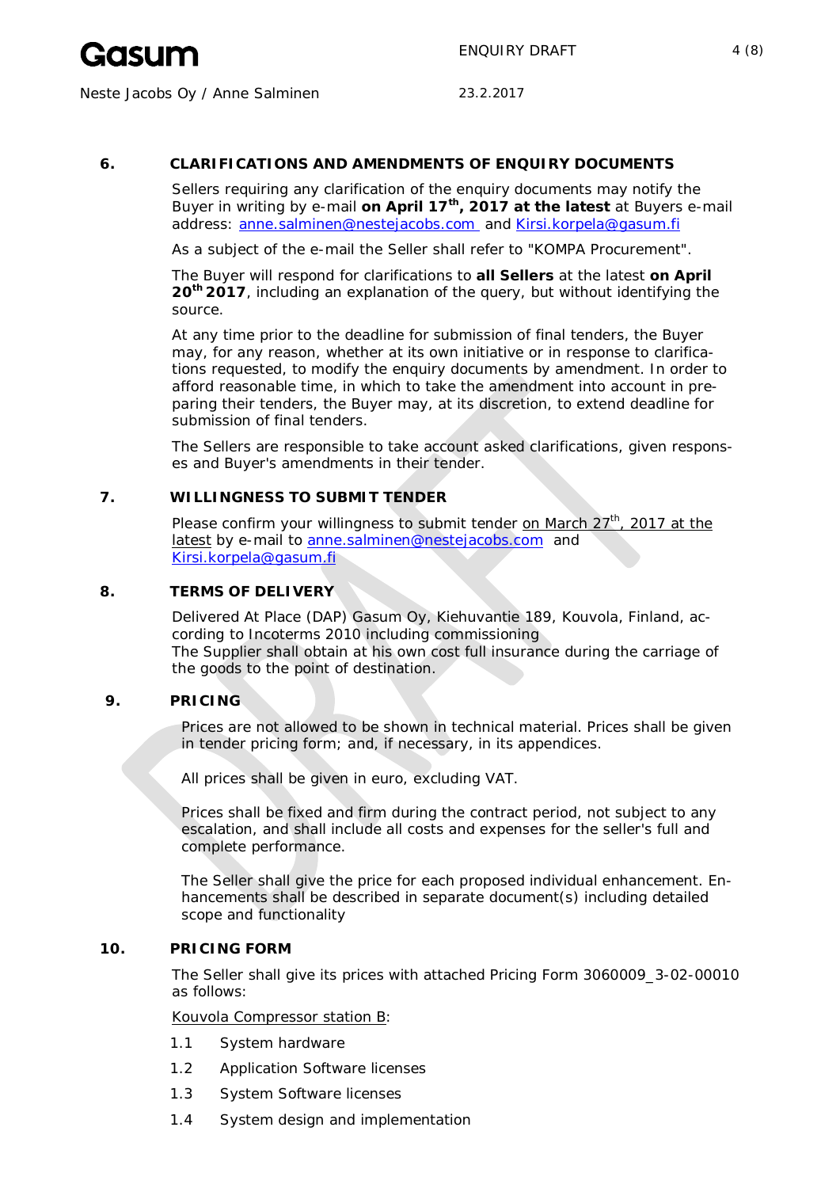## 6. CLARIFICATIONS AND AMENDMENTS OF ENQUIRY DOCUMENTS

Sellers requiring any clarification of the enquiry documents may notify the Buyer in writing by e-mail **on April 17th, 2017 at the latest** at Buyers e-mail address: anne.salminen@nestejacobs.com and Kirsi.korpela@gasum.fi

As a subject of the e-mail the Seller shall refer to "KOMPA Procurement".

The Buyer will respond for clarifications to **all Sellers** at the latest **on April 20th 2017**, including an explanation of the query, but without identifying the source.

At any time prior to the deadline for submission of final tenders, the Buyer may, for any reason, whether at its own initiative or in response to clarifications requested, to modify the enquiry documents by amendment. In order to afford reasonable time, in which to take the amendment into account in preparing their tenders, the Buyer may, at its discretion, to extend deadline for submission of final tenders.

The Sellers are responsible to take account asked clarifications, given responses and Buyer's amendments in their tender.

## 7. WILLINGNESS TO SUBMIT TENDER

Please confirm your willingness to submit tender on March 27th, 2017 at the latest by e-mail to anne.salminen@nestejacobs.com and Kirsi.korpela@gasum.fi

## 8. TERMS OF DELIVERY

Delivered At Place (DAP) Gasum Oy, Kiehuvantie 189, Kouvola, Finland, according to Incoterms 2010 including commissioning
The Supplier shall obtain at his own cost full insurance during the carriage of the goods to the point of destination.

## 9. PRICING

Prices are not allowed to be shown in technical material. Prices shall be given in tender pricing form; and, if necessary, in its appendices.

All prices shall be given in euro, excluding VAT.

Prices shall be fixed and firm during the contract period, not subject to any escalation, and shall include all costs and expenses for the seller's full and complete performance.

The Seller shall give the price for each proposed individual enhancement. Enhancements shall be described in separate document(s) including detailed scope and functionality

## 10. PRICING FORM

The Seller shall give its prices with attached Pricing Form 3060009_3-02-00010 as follows:

Kouvola Compressor station B:

1.1 System hardware

1.2 Application Software licenses

1.3 System Software licenses

1.4 System design and implementation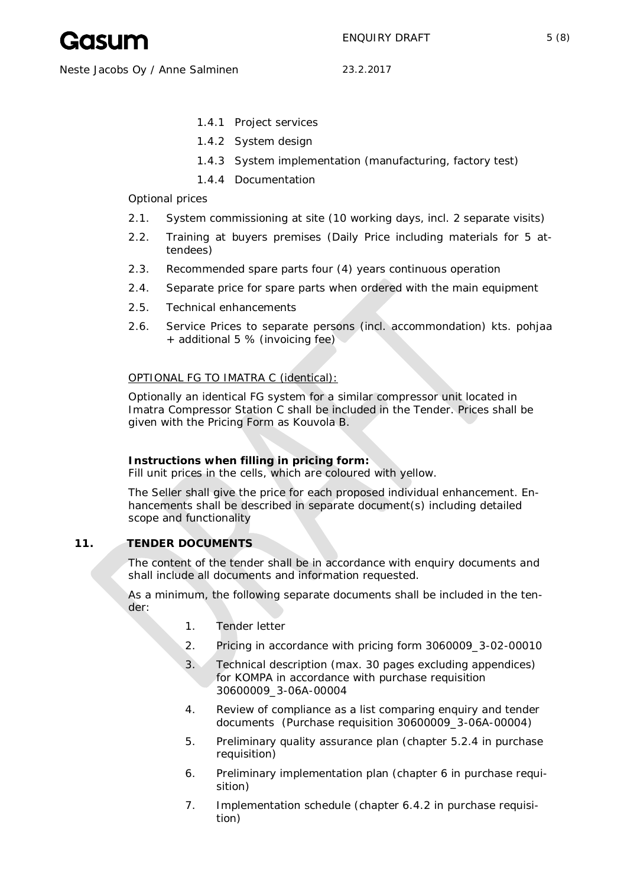- 1.4.1 Project services
- 1.4.2 System design
- 1.4.3 System implementation (manufacturing, factory test)
- 1.4.4 Documentation

Optional prices

2.1. System commissioning at site (10 working days, incl. 2 separate visits)

2.2. Training at buyers premises (Daily Price including materials for 5 attendees)

2.3. Recommended spare parts four (4) years continuous operation

2.4. Separate price for spare parts when ordered with the main equipment

2.5. Technical enhancements

2.6. Service Prices to separate persons (incl. accommondation) kts. pohjaa + additional 5 % (invoicing fee)

<u>OPTIONAL FG TO IMATRA C (identical):</u>

Optionally an identical FG system for a similar compressor unit located in Imatra Compressor Station C shall be included in the Tender. Prices shall be given with the Pricing Form as Kouvola B.

**Instructions when filling in pricing form:**
Fill unit prices in the cells, which are coloured with yellow.

The Seller shall give the price for each proposed individual enhancement. Enhancements shall be described in separate document(s) including detailed scope and functionality

## 11. TENDER DOCUMENTS

The content of the tender shall be in accordance with enquiry documents and shall include all documents and information requested.

As a minimum, the following separate documents shall be included in the tender:

1. Tender letter
2. Pricing in accordance with pricing form 3060009_3-02-00010
3. Technical description (max. 30 pages excluding appendices) for KOMPA in accordance with purchase requisition 30600009_3-06A-00004
4. Review of compliance as a list comparing enquiry and tender documents (Purchase requisition 30600009_3-06A-00004)
5. Preliminary quality assurance plan (chapter 5.2.4 in purchase requisition)
6. Preliminary implementation plan (chapter 6 in purchase requisition)
7. Implementation schedule (chapter 6.4.2 in purchase requisition)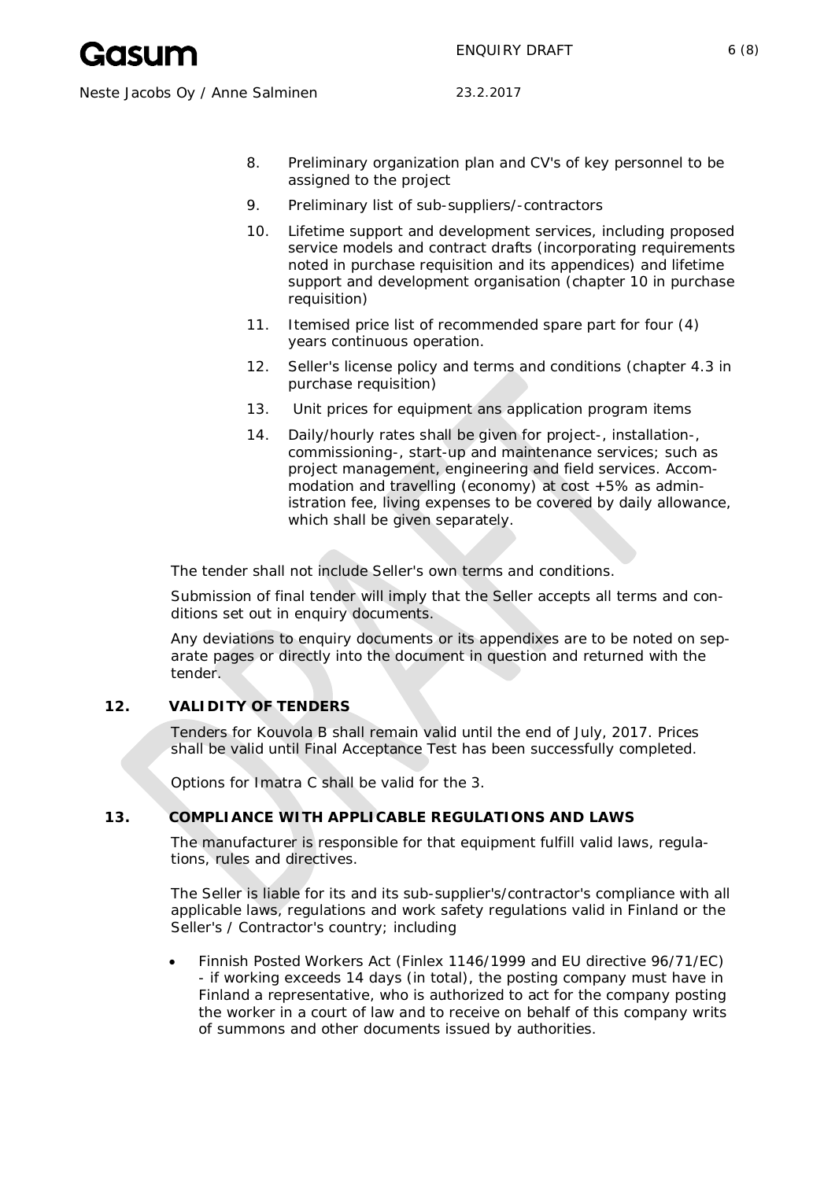8. Preliminary organization plan and CV's of key personnel to be assigned to the project
9. Preliminary list of sub-suppliers/-contractors
10. Lifetime support and development services, including proposed service models and contract drafts (incorporating requirements noted in purchase requisition and its appendices) and lifetime support and development organisation (chapter 10 in purchase requisition)
11. Itemised price list of recommended spare part for four (4) years continuous operation.
12. Seller's license policy and terms and conditions (chapter 4.3 in purchase requisition)
13. Unit prices for equipment ans application program items
14. Daily/hourly rates shall be given for project-, installation-, commissioning-, start-up and maintenance services; such as project management, engineering and field services. Accommodation and travelling (economy) at cost +5% as administration fee, living expenses to be covered by daily allowance, which shall be given separately.

The tender shall not include Seller's own terms and conditions.

Submission of final tender will imply that the Seller accepts all terms and conditions set out in enquiry documents.

Any deviations to enquiry documents or its appendixes are to be noted on separate pages or directly into the document in question and returned with the tender.

## 12. VALIDITY OF TENDERS

Tenders for Kouvola B shall remain valid until the end of July, 2017. Prices shall be valid until Final Acceptance Test has been successfully completed.

Options for Imatra C shall be valid for the 3.

## 13. COMPLIANCE WITH APPLICABLE REGULATIONS AND LAWS

The manufacturer is responsible for that equipment fulfill valid laws, regulations, rules and directives.

The Seller is liable for its and its sub-supplier's/contractor's compliance with all applicable laws, regulations and work safety regulations valid in Finland or the Seller's / Contractor's country; including

- Finnish Posted Workers Act (Finlex 1146/1999 and EU directive 96/71/EC) - if working exceeds 14 days (in total), the posting company must have in Finland a representative, who is authorized to act for the company posting the worker in a court of law and to receive on behalf of this company writs of summons and other documents issued by authorities.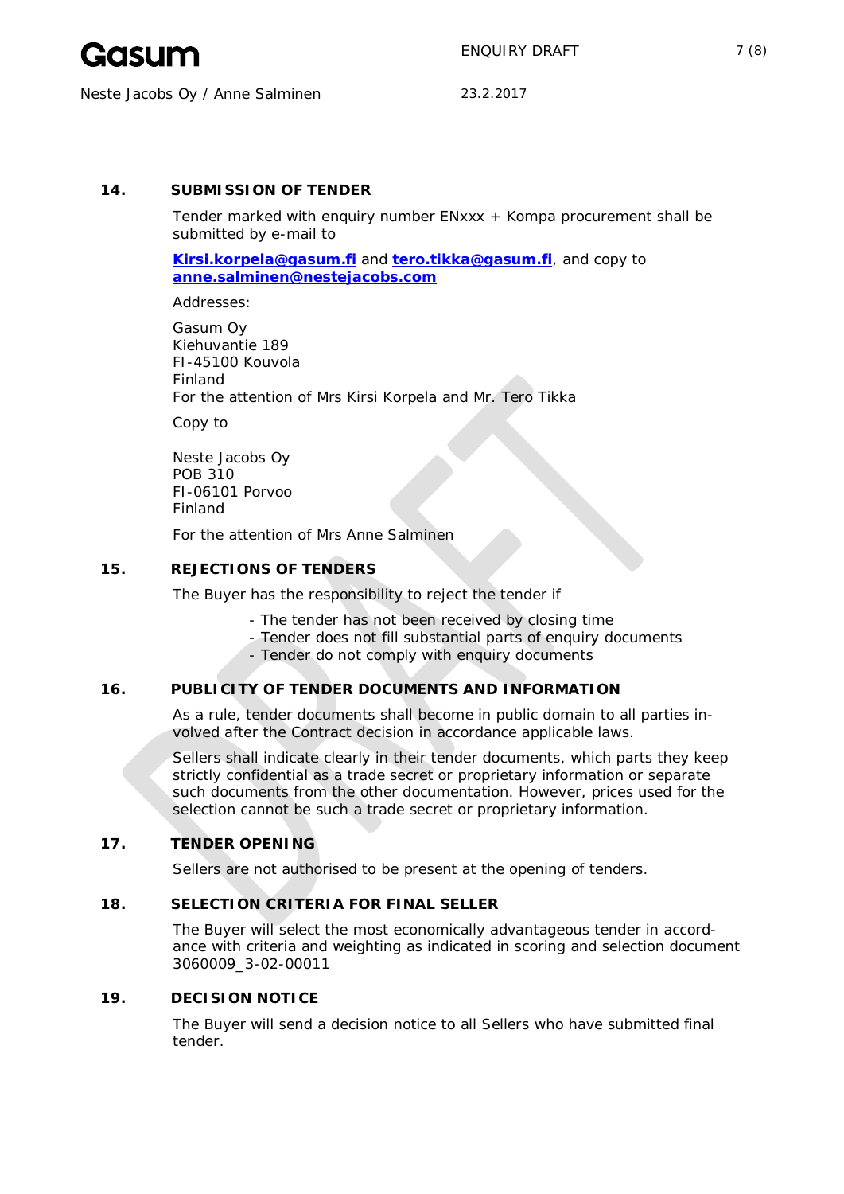## 14. SUBMISSION OF TENDER

Tender marked with enquiry number ENxxx + Kompa procurement shall be submitted by e-mail to

**Kirsi.korpela@gasum.fi** and **tero.tikka@gasum.fi**, and copy to **anne.salminen@nestejacobs.com**

Addresses:

Gasum Oy
Kiehuvantie 189
FI-45100 Kouvola
Finland
For the attention of Mrs Kirsi Korpela and Mr. Tero Tikka

Copy to

Neste Jacobs Oy
POB 310
FI-06101 Porvoo
Finland

For the attention of Mrs Anne Salminen

## 15. REJECTIONS OF TENDERS

The Buyer has the responsibility to reject the tender if

- The tender has not been received by closing time
- Tender does not fill substantial parts of enquiry documents
- Tender do not comply with enquiry documents

## 16. PUBLICITY OF TENDER DOCUMENTS AND INFORMATION

As a rule, tender documents shall become in public domain to all parties involved after the Contract decision in accordance applicable laws.

Sellers shall indicate clearly in their tender documents, which parts they keep strictly confidential as a trade secret or proprietary information or separate such documents from the other documentation. However, prices used for the selection cannot be such a trade secret or proprietary information.

## 17. TENDER OPENING

Sellers are not authorised to be present at the opening of tenders.

## 18. SELECTION CRITERIA FOR FINAL SELLER

The Buyer will select the most economically advantageous tender in accordance with criteria and weighting as indicated in scoring and selection document 3060009_3-02-00011

## 19. DECISION NOTICE

The Buyer will send a decision notice to all Sellers who have submitted final tender.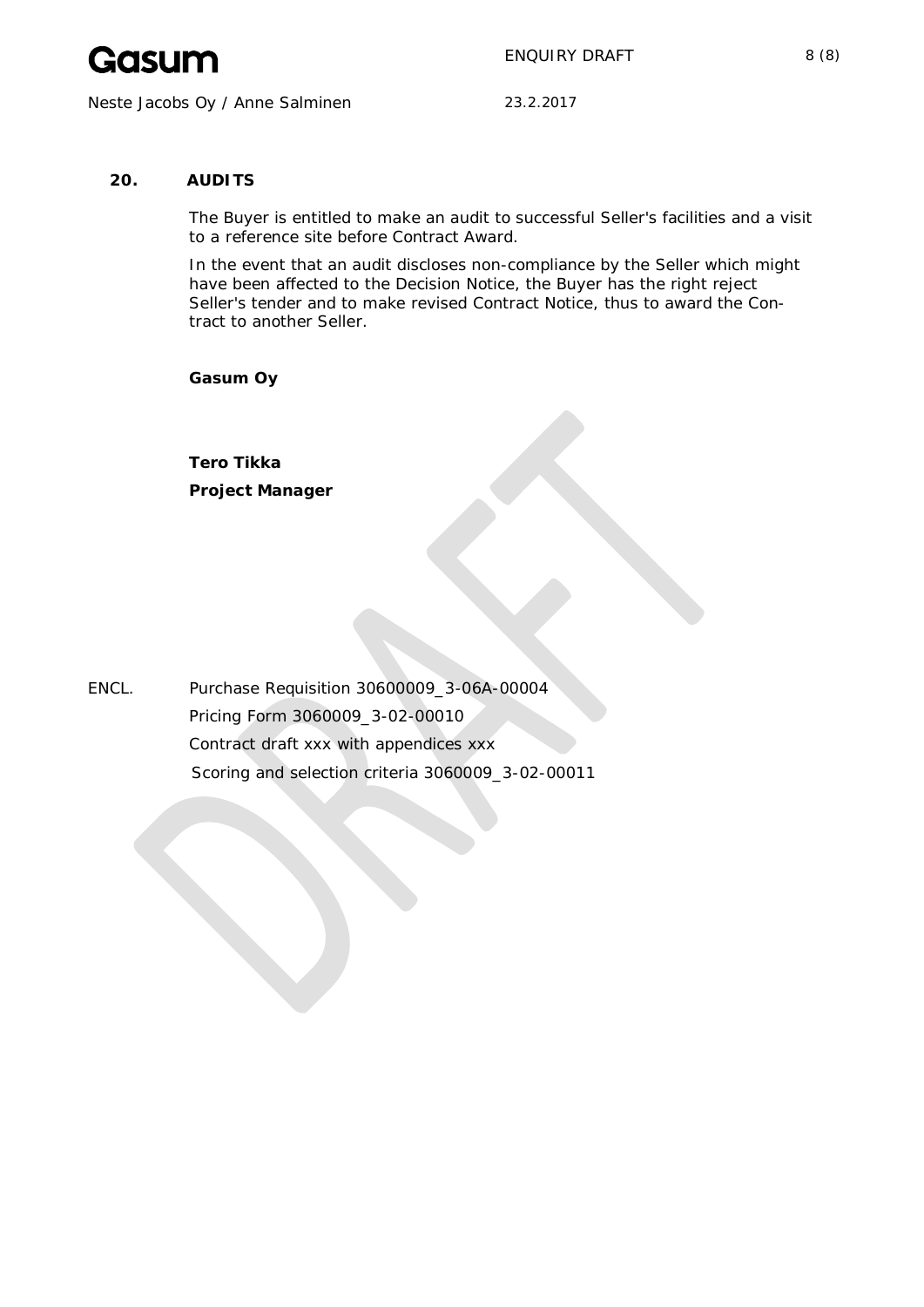## 20. AUDITS

The Buyer is entitled to make an audit to successful Seller's facilities and a visit to a reference site before Contract Award.

In the event that an audit discloses non-compliance by the Seller which might have been affected to the Decision Notice, the Buyer has the right reject Seller's tender and to make revised Contract Notice, thus to award the Contract to another Seller.

**Gasum Oy**

**Tero Tikka**
**Project Manager**

ENCL. Purchase Requisition 30600009_3-06A-00004
Pricing Form 3060009_3-02-00010
Contract draft xxx with appendices xxx
Scoring and selection criteria 3060009_3-02-00011